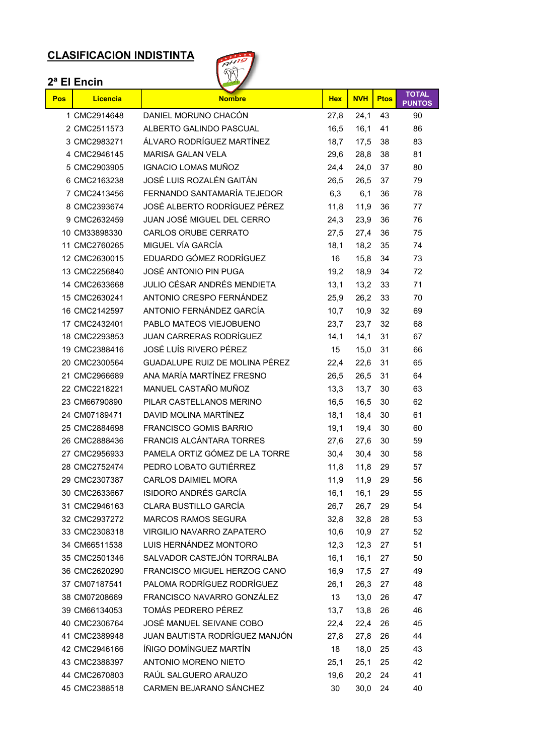## CLASIFICACION INDISTINTA

### 2ª El Encin

| Pos | Licencia | Nombre | Hex | NVH | Ptos | TOTAL PUNTOS |
|---|---|---|---|---|---|---|
| 1 | CMC2914648 | DANIEL MORUNO CHACÓN | 27,8 | 24,1 | 43 | 90 |
| 2 | CMC2511573 | ALBERTO GALINDO PASCUAL | 16,5 | 16,1 | 41 | 86 |
| 3 | CMC2983271 | ÁLVARO RODRÍGUEZ MARTÍNEZ | 18,7 | 17,5 | 38 | 83 |
| 4 | CMC2946145 | MARISA GALAN VELA | 29,6 | 28,8 | 38 | 81 |
| 5 | CMC2903905 | IGNACIO LOMAS MUÑOZ | 24,4 | 24,0 | 37 | 80 |
| 6 | CMC2163238 | JOSÉ LUIS ROZALÉN GAITÁN | 26,5 | 26,5 | 37 | 79 |
| 7 | CMC2413456 | FERNANDO SANTAMARÍA TEJEDOR | 6,3 | 6,1 | 36 | 78 |
| 8 | CMC2393674 | JOSÉ ALBERTO RODRÍGUEZ PÉREZ | 11,8 | 11,9 | 36 | 77 |
| 9 | CMC2632459 | JUAN JOSÉ MIGUEL DEL CERRO | 24,3 | 23,9 | 36 | 76 |
| 10 | CM33898330 | CARLOS ORUBE CERRATO | 27,5 | 27,4 | 36 | 75 |
| 11 | CMC2760265 | MIGUEL VÍA GARCÍA | 18,1 | 18,2 | 35 | 74 |
| 12 | CMC2630015 | EDUARDO GÓMEZ RODRÍGUEZ | 16 | 15,8 | 34 | 73 |
| 13 | CMC2256840 | JOSÉ ANTONIO PIN PUGA | 19,2 | 18,9 | 34 | 72 |
| 14 | CMC2633668 | JULIO CÉSAR ANDRÉS MENDIETA | 13,1 | 13,2 | 33 | 71 |
| 15 | CMC2630241 | ANTONIO CRESPO FERNÁNDEZ | 25,9 | 26,2 | 33 | 70 |
| 16 | CMC2142597 | ANTONIO FERNÁNDEZ GARCÍA | 10,7 | 10,9 | 32 | 69 |
| 17 | CMC2432401 | PABLO MATEOS VIEJOBUENO | 23,7 | 23,7 | 32 | 68 |
| 18 | CMC2293853 | JUAN CARRERAS RODRÍGUEZ | 14,1 | 14,1 | 31 | 67 |
| 19 | CMC2388416 | JOSÉ LUÍS RIVERO PÉREZ | 15 | 15,0 | 31 | 66 |
| 20 | CMC2300564 | GUADALUPE RUIZ DE MOLINA PÉREZ | 22,4 | 22,6 | 31 | 65 |
| 21 | CMC2966689 | ANA MARÍA MARTÍNEZ FRESNO | 26,5 | 26,5 | 31 | 64 |
| 22 | CMC2218221 | MANUEL CASTAÑO MUÑOZ | 13,3 | 13,7 | 30 | 63 |
| 23 | CM66790890 | PILAR CASTELLANOS MERINO | 16,5 | 16,5 | 30 | 62 |
| 24 | CM07189471 | DAVID MOLINA MARTÍNEZ | 18,1 | 18,4 | 30 | 61 |
| 25 | CMC2884698 | FRANCISCO GOMIS BARRIO | 19,1 | 19,4 | 30 | 60 |
| 26 | CMC2888436 | FRANCIS ALCÁNTARA TORRES | 27,6 | 27,6 | 30 | 59 |
| 27 | CMC2956933 | PAMELA ORTIZ GÓMEZ DE LA TORRE | 30,4 | 30,4 | 30 | 58 |
| 28 | CMC2752474 | PEDRO LOBATO GUTIÉRREZ | 11,8 | 11,8 | 29 | 57 |
| 29 | CMC2307387 | CARLOS DAIMIEL MORA | 11,9 | 11,9 | 29 | 56 |
| 30 | CMC2633667 | ISIDORO ANDRÉS GARCÍA | 16,1 | 16,1 | 29 | 55 |
| 31 | CMC2946163 | CLARA BUSTILLO GARCÍA | 26,7 | 26,7 | 29 | 54 |
| 32 | CMC2937272 | MARCOS RAMOS SEGURA | 32,8 | 32,8 | 28 | 53 |
| 33 | CMC2308318 | VIRGILIO NAVARRO ZAPATERO | 10,6 | 10,9 | 27 | 52 |
| 34 | CM66511538 | LUIS HERNÁNDEZ MONTORO | 12,3 | 12,3 | 27 | 51 |
| 35 | CMC2501346 | SALVADOR CASTEJÓN TORRALBA | 16,1 | 16,1 | 27 | 50 |
| 36 | CMC2620290 | FRANCISCO MIGUEL HERZOG CANO | 16,9 | 17,5 | 27 | 49 |
| 37 | CM07187541 | PALOMA RODRÍGUEZ RODRÍGUEZ | 26,1 | 26,3 | 27 | 48 |
| 38 | CM07208669 | FRANCISCO NAVARRO GONZÁLEZ | 13 | 13,0 | 26 | 47 |
| 39 | CM66134053 | TOMÁS PEDRERO PÉREZ | 13,7 | 13,8 | 26 | 46 |
| 40 | CMC2306764 | JOSÉ MANUEL SEIVANE COBO | 22,4 | 22,4 | 26 | 45 |
| 41 | CMC2389948 | JUAN BAUTISTA RODRÍGUEZ MANJÓN | 27,8 | 27,8 | 26 | 44 |
| 42 | CMC2946166 | ÍÑIGO DOMÍNGUEZ MARTÍN | 18 | 18,0 | 25 | 43 |
| 43 | CMC2388397 | ANTONIO MORENO NIETO | 25,1 | 25,1 | 25 | 42 |
| 44 | CMC2670803 | RAÚL SALGUERO ARAUZO | 19,6 | 20,2 | 24 | 41 |
| 45 | CMC2388518 | CARMEN BEJARANO SÁNCHEZ | 30 | 30,0 | 24 | 40 |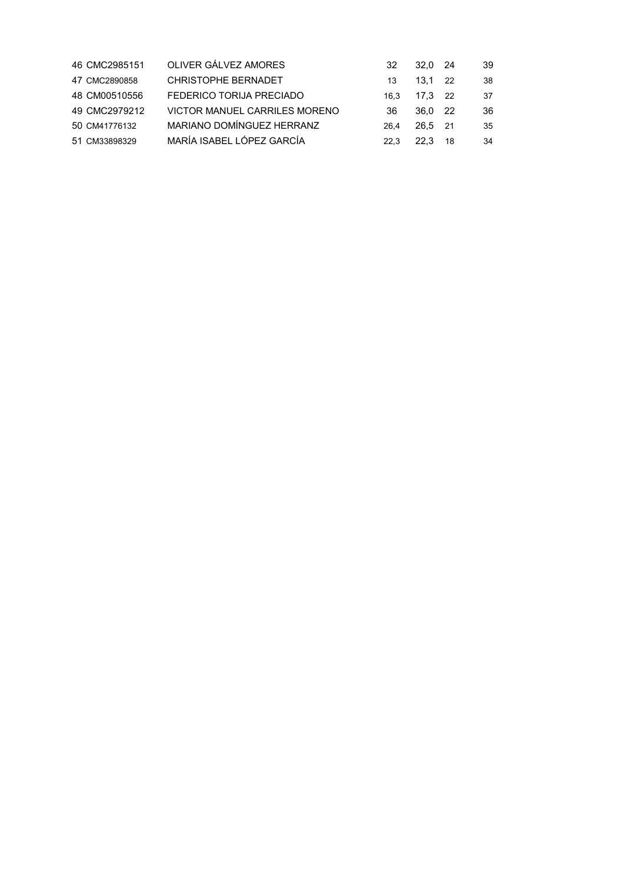| | | | | | | |
|---|---|---|---|---|---|---|
| 46 | CMC2985151 | OLIVER GÁLVEZ AMORES | 32 | 32,0 | 24 | 39 |
| 47 | CMC2890858 | CHRISTOPHE BERNADET | 13 | 13,1 | 22 | 38 |
| 48 | CM00510556 | FEDERICO TORIJA PRECIADO | 16,3 | 17,3 | 22 | 37 |
| 49 | CMC2979212 | VICTOR MANUEL CARRILES MORENO | 36 | 36,0 | 22 | 36 |
| 50 | CM41776132 | MARIANO DOMÍNGUEZ HERRANZ | 26,4 | 26,5 | 21 | 35 |
| 51 | CM33898329 | MARÍA ISABEL LÓPEZ GARCÍA | 22,3 | 22,3 | 18 | 34 |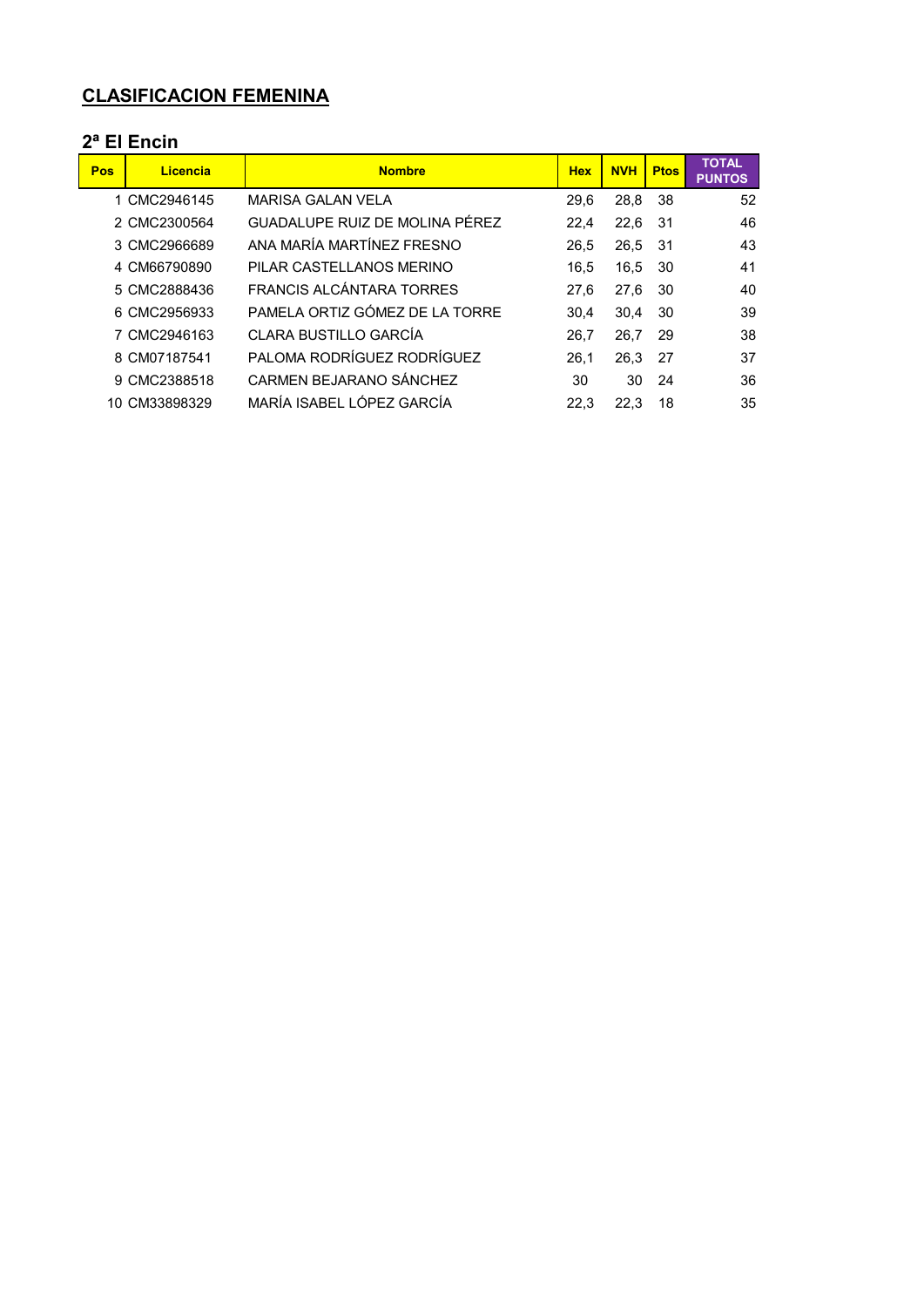## CLASIFICACION FEMENINA

### 2ª El Encin

| Pos | Licencia | Nombre | Hex | NVH | Ptos | TOTAL PUNTOS |
|---|---|---|---|---|---|---|
| 1 | CMC2946145 | MARISA GALAN VELA | 29,6 | 28,8 | 38 | 52 |
| 2 | CMC2300564 | GUADALUPE RUIZ DE MOLINA PÉREZ | 22,4 | 22,6 | 31 | 46 |
| 3 | CMC2966689 | ANA MARÍA MARTÍNEZ FRESNO | 26,5 | 26,5 | 31 | 43 |
| 4 | CM66790890 | PILAR CASTELLANOS MERINO | 16,5 | 16,5 | 30 | 41 |
| 5 | CMC2888436 | FRANCIS ALCÁNTARA TORRES | 27,6 | 27,6 | 30 | 40 |
| 6 | CMC2956933 | PAMELA ORTIZ GÓMEZ DE LA TORRE | 30,4 | 30,4 | 30 | 39 |
| 7 | CMC2946163 | CLARA BUSTILLO GARCÍA | 26,7 | 26,7 | 29 | 38 |
| 8 | CM07187541 | PALOMA RODRÍGUEZ RODRÍGUEZ | 26,1 | 26,3 | 27 | 37 |
| 9 | CMC2388518 | CARMEN BEJARANO SÁNCHEZ | 30 | 30 | 24 | 36 |
| 10 | CM33898329 | MARÍA ISABEL LÓPEZ GARCÍA | 22,3 | 22,3 | 18 | 35 |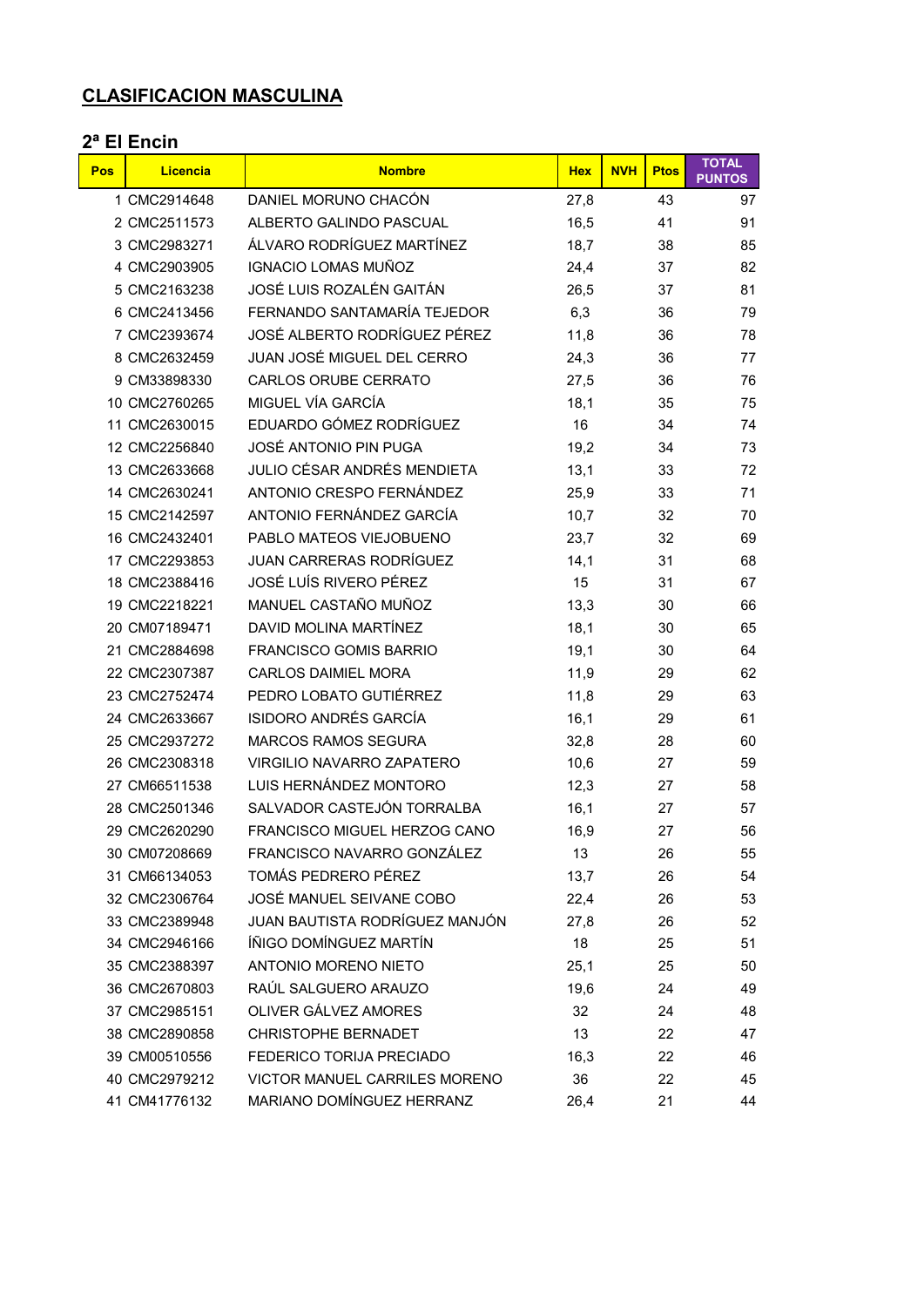## CLASIFICACION MASCULINA

### 2ª El Encin

| Pos | Licencia | Nombre | Hex | NVH | Ptos | TOTAL PUNTOS |
|---|---|---|---|---|---|---|
| 1 | CMC2914648 | DANIEL MORUNO CHACÓN | 27,8 | | 43 | 97 |
| 2 | CMC2511573 | ALBERTO GALINDO PASCUAL | 16,5 | | 41 | 91 |
| 3 | CMC2983271 | ÁLVARO RODRÍGUEZ MARTÍNEZ | 18,7 | | 38 | 85 |
| 4 | CMC2903905 | IGNACIO LOMAS MUÑOZ | 24,4 | | 37 | 82 |
| 5 | CMC2163238 | JOSÉ LUIS ROZALÉN GAITÁN | 26,5 | | 37 | 81 |
| 6 | CMC2413456 | FERNANDO SANTAMARÍA TEJEDOR | 6,3 | | 36 | 79 |
| 7 | CMC2393674 | JOSÉ ALBERTO RODRÍGUEZ PÉREZ | 11,8 | | 36 | 78 |
| 8 | CMC2632459 | JUAN JOSÉ MIGUEL DEL CERRO | 24,3 | | 36 | 77 |
| 9 | CM33898330 | CARLOS ORUBE CERRATO | 27,5 | | 36 | 76 |
| 10 | CMC2760265 | MIGUEL VÍA GARCÍA | 18,1 | | 35 | 75 |
| 11 | CMC2630015 | EDUARDO GÓMEZ RODRÍGUEZ | 16 | | 34 | 74 |
| 12 | CMC2256840 | JOSÉ ANTONIO PIN PUGA | 19,2 | | 34 | 73 |
| 13 | CMC2633668 | JULIO CÉSAR ANDRÉS MENDIETA | 13,1 | | 33 | 72 |
| 14 | CMC2630241 | ANTONIO CRESPO FERNÁNDEZ | 25,9 | | 33 | 71 |
| 15 | CMC2142597 | ANTONIO FERNÁNDEZ GARCÍA | 10,7 | | 32 | 70 |
| 16 | CMC2432401 | PABLO MATEOS VIEJOBUENO | 23,7 | | 32 | 69 |
| 17 | CMC2293853 | JUAN CARRERAS RODRÍGUEZ | 14,1 | | 31 | 68 |
| 18 | CMC2388416 | JOSÉ LUÍS RIVERO PÉREZ | 15 | | 31 | 67 |
| 19 | CMC2218221 | MANUEL CASTAÑO MUÑOZ | 13,3 | | 30 | 66 |
| 20 | CM07189471 | DAVID MOLINA MARTÍNEZ | 18,1 | | 30 | 65 |
| 21 | CMC2884698 | FRANCISCO GOMIS BARRIO | 19,1 | | 30 | 64 |
| 22 | CMC2307387 | CARLOS DAIMIEL MORA | 11,9 | | 29 | 62 |
| 23 | CMC2752474 | PEDRO LOBATO GUTIÉRREZ | 11,8 | | 29 | 63 |
| 24 | CMC2633667 | ISIDORO ANDRÉS GARCÍA | 16,1 | | 29 | 61 |
| 25 | CMC2937272 | MARCOS RAMOS SEGURA | 32,8 | | 28 | 60 |
| 26 | CMC2308318 | VIRGILIO NAVARRO ZAPATERO | 10,6 | | 27 | 59 |
| 27 | CM66511538 | LUIS HERNÁNDEZ MONTORO | 12,3 | | 27 | 58 |
| 28 | CMC2501346 | SALVADOR CASTEJÓN TORRALBA | 16,1 | | 27 | 57 |
| 29 | CMC2620290 | FRANCISCO MIGUEL HERZOG CANO | 16,9 | | 27 | 56 |
| 30 | CM07208669 | FRANCISCO NAVARRO GONZÁLEZ | 13 | | 26 | 55 |
| 31 | CM66134053 | TOMÁS PEDRERO PÉREZ | 13,7 | | 26 | 54 |
| 32 | CMC2306764 | JOSÉ MANUEL SEIVANE COBO | 22,4 | | 26 | 53 |
| 33 | CMC2389948 | JUAN BAUTISTA RODRÍGUEZ MANJÓN | 27,8 | | 26 | 52 |
| 34 | CMC2946166 | ÍÑIGO DOMÍNGUEZ MARTÍN | 18 | | 25 | 51 |
| 35 | CMC2388397 | ANTONIO MORENO NIETO | 25,1 | | 25 | 50 |
| 36 | CMC2670803 | RAÚL SALGUERO ARAUZO | 19,6 | | 24 | 49 |
| 37 | CMC2985151 | OLIVER GÁLVEZ AMORES | 32 | | 24 | 48 |
| 38 | CMC2890858 | CHRISTOPHE BERNADET | 13 | | 22 | 47 |
| 39 | CM00510556 | FEDERICO TORIJA PRECIADO | 16,3 | | 22 | 46 |
| 40 | CMC2979212 | VICTOR MANUEL CARRILES MORENO | 36 | | 22 | 45 |
| 41 | CM41776132 | MARIANO DOMÍNGUEZ HERRANZ | 26,4 | | 21 | 44 |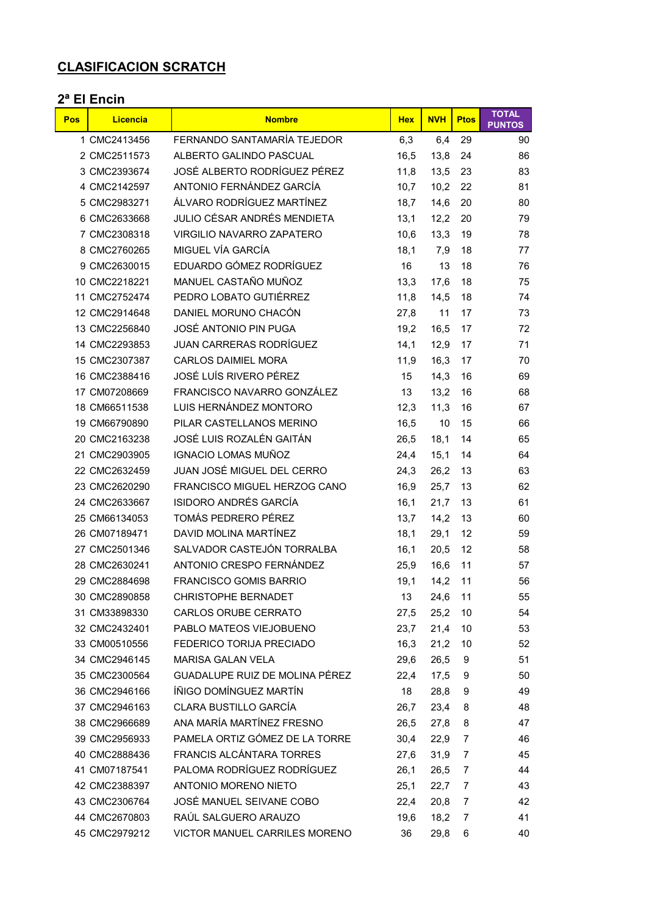## CLASIFICACION SCRATCH

### 2ª El Encin

| Pos | Licencia | Nombre | Hex | NVH | Ptos | TOTAL PUNTOS |
|---|---|---|---|---|---|---|
| 1 | CMC2413456 | FERNANDO SANTAMARÍA TEJEDOR | 6,3 | 6,4 | 29 | 90 |
| 2 | CMC2511573 | ALBERTO GALINDO PASCUAL | 16,5 | 13,8 | 24 | 86 |
| 3 | CMC2393674 | JOSÉ ALBERTO RODRÍGUEZ PÉREZ | 11,8 | 13,5 | 23 | 83 |
| 4 | CMC2142597 | ANTONIO FERNÁNDEZ GARCÍA | 10,7 | 10,2 | 22 | 81 |
| 5 | CMC2983271 | ÁLVARO RODRÍGUEZ MARTÍNEZ | 18,7 | 14,6 | 20 | 80 |
| 6 | CMC2633668 | JULIO CÉSAR ANDRÉS MENDIETA | 13,1 | 12,2 | 20 | 79 |
| 7 | CMC2308318 | VIRGILIO NAVARRO ZAPATERO | 10,6 | 13,3 | 19 | 78 |
| 8 | CMC2760265 | MIGUEL VÍA GARCÍA | 18,1 | 7,9 | 18 | 77 |
| 9 | CMC2630015 | EDUARDO GÓMEZ RODRÍGUEZ | 16 | 13 | 18 | 76 |
| 10 | CMC2218221 | MANUEL CASTAÑO MUÑOZ | 13,3 | 17,6 | 18 | 75 |
| 11 | CMC2752474 | PEDRO LOBATO GUTIÉRREZ | 11,8 | 14,5 | 18 | 74 |
| 12 | CMC2914648 | DANIEL MORUNO CHACÓN | 27,8 | 11 | 17 | 73 |
| 13 | CMC2256840 | JOSÉ ANTONIO PIN PUGA | 19,2 | 16,5 | 17 | 72 |
| 14 | CMC2293853 | JUAN CARRERAS RODRÍGUEZ | 14,1 | 12,9 | 17 | 71 |
| 15 | CMC2307387 | CARLOS DAIMIEL MORA | 11,9 | 16,3 | 17 | 70 |
| 16 | CMC2388416 | JOSÉ LUÍS RIVERO PÉREZ | 15 | 14,3 | 16 | 69 |
| 17 | CM07208669 | FRANCISCO NAVARRO GONZÁLEZ | 13 | 13,2 | 16 | 68 |
| 18 | CM66511538 | LUIS HERNÁNDEZ MONTORO | 12,3 | 11,3 | 16 | 67 |
| 19 | CM66790890 | PILAR CASTELLANOS MERINO | 16,5 | 10 | 15 | 66 |
| 20 | CMC2163238 | JOSÉ LUIS ROZALÉN GAITÁN | 26,5 | 18,1 | 14 | 65 |
| 21 | CMC2903905 | IGNACIO LOMAS MUÑOZ | 24,4 | 15,1 | 14 | 64 |
| 22 | CMC2632459 | JUAN JOSÉ MIGUEL DEL CERRO | 24,3 | 26,2 | 13 | 63 |
| 23 | CMC2620290 | FRANCISCO MIGUEL HERZOG CANO | 16,9 | 25,7 | 13 | 62 |
| 24 | CMC2633667 | ISIDORO ANDRÉS GARCÍA | 16,1 | 21,7 | 13 | 61 |
| 25 | CM66134053 | TOMÁS PEDRERO PÉREZ | 13,7 | 14,2 | 13 | 60 |
| 26 | CM07189471 | DAVID MOLINA MARTÍNEZ | 18,1 | 29,1 | 12 | 59 |
| 27 | CMC2501346 | SALVADOR CASTEJÓN TORRALBA | 16,1 | 20,5 | 12 | 58 |
| 28 | CMC2630241 | ANTONIO CRESPO FERNÁNDEZ | 25,9 | 16,6 | 11 | 57 |
| 29 | CMC2884698 | FRANCISCO GOMIS BARRIO | 19,1 | 14,2 | 11 | 56 |
| 30 | CMC2890858 | CHRISTOPHE BERNADET | 13 | 24,6 | 11 | 55 |
| 31 | CM33898330 | CARLOS ORUBE CERRATO | 27,5 | 25,2 | 10 | 54 |
| 32 | CMC2432401 | PABLO MATEOS VIEJOBUENO | 23,7 | 21,4 | 10 | 53 |
| 33 | CM00510556 | FEDERICO TORIJA PRECIADO | 16,3 | 21,2 | 10 | 52 |
| 34 | CMC2946145 | MARISA GALAN VELA | 29,6 | 26,5 | 9 | 51 |
| 35 | CMC2300564 | GUADALUPE RUIZ DE MOLINA PÉREZ | 22,4 | 17,5 | 9 | 50 |
| 36 | CMC2946166 | ÍÑIGO DOMÍNGUEZ MARTÍN | 18 | 28,8 | 9 | 49 |
| 37 | CMC2946163 | CLARA BUSTILLO GARCÍA | 26,7 | 23,4 | 8 | 48 |
| 38 | CMC2966689 | ANA MARÍA MARTÍNEZ FRESNO | 26,5 | 27,8 | 8 | 47 |
| 39 | CMC2956933 | PAMELA ORTIZ GÓMEZ DE LA TORRE | 30,4 | 22,9 | 7 | 46 |
| 40 | CMC2888436 | FRANCIS ALCÁNTARA TORRES | 27,6 | 31,9 | 7 | 45 |
| 41 | CM07187541 | PALOMA RODRÍGUEZ RODRÍGUEZ | 26,1 | 26,5 | 7 | 44 |
| 42 | CMC2388397 | ANTONIO MORENO NIETO | 25,1 | 22,7 | 7 | 43 |
| 43 | CMC2306764 | JOSÉ MANUEL SEIVANE COBO | 22,4 | 20,8 | 7 | 42 |
| 44 | CMC2670803 | RAÚL SALGUERO ARAUZO | 19,6 | 18,2 | 7 | 41 |
| 45 | CMC2979212 | VICTOR MANUEL CARRILES MORENO | 36 | 29,8 | 6 | 40 |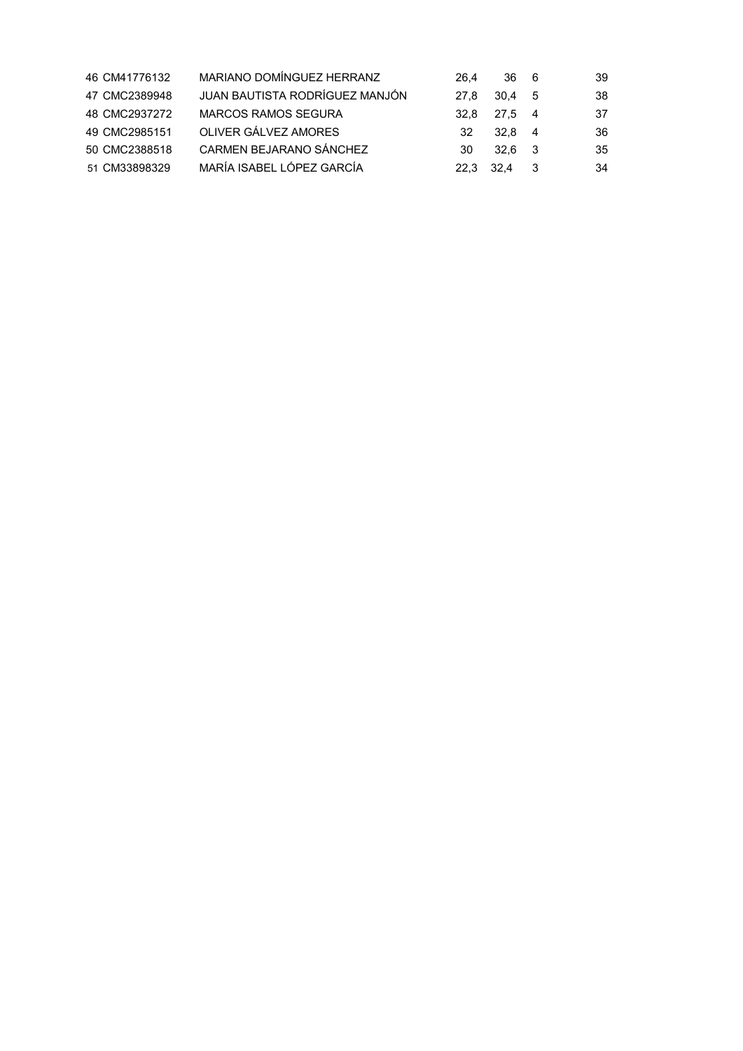| | | | | | |
|---|---|---|---|---|---|
| 46 | CM41776132 | MARIANO DOMÍNGUEZ HERRANZ | 26,4 | 36 | 6 | 39 |
| 47 | CMC2389948 | JUAN BAUTISTA RODRÍGUEZ MANJÓN | 27,8 | 30,4 | 5 | 38 |
| 48 | CMC2937272 | MARCOS RAMOS SEGURA | 32,8 | 27,5 | 4 | 37 |
| 49 | CMC2985151 | OLIVER GÁLVEZ AMORES | 32 | 32,8 | 4 | 36 |
| 50 | CMC2388518 | CARMEN BEJARANO SÁNCHEZ | 30 | 32,6 | 3 | 35 |
| 51 | CM33898329 | MARÍA ISABEL LÓPEZ GARCÍA | 22,3 | 32,4 | 3 | 34 |